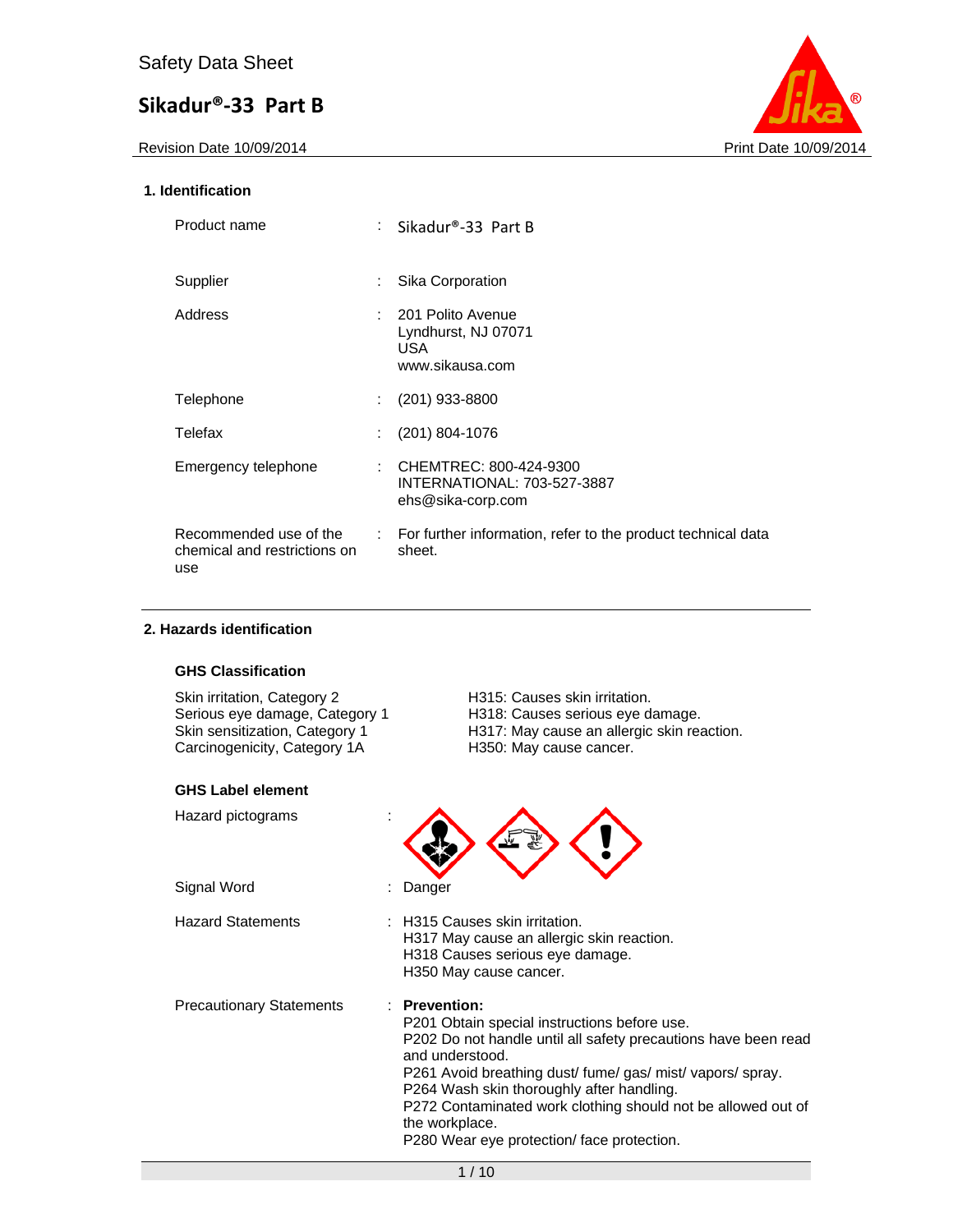Safety Data Sheet

# Sikadur®-33 Part B

Revision Date 10/09/2014 | Print Date 10/09/2014

## 1. Identification

| | | |
|---|---|---|
| Product name | : | Sikadur®-33 Part B |
| Supplier | : | Sika Corporation |
| Address | : | 201 Polito Avenue<br>Lyndhurst, NJ 07071<br>USA<br>www.sikausa.com |
| Telephone | : | (201) 933-8800 |
| Telefax | : | (201) 804-1076 |
| Emergency telephone | : | CHEMTREC: 800-424-9300<br>INTERNATIONAL: 703-527-3887<br>ehs@sika-corp.com |
| Recommended use of the chemical and restrictions on use | : | For further information, refer to the product technical data sheet. |

## 2. Hazards identification

### GHS Classification

| | |
|---|---|
| Skin irritation, Category 2 | H315: Causes skin irritation. |
| Serious eye damage, Category 1 | H318: Causes serious eye damage. |
| Skin sensitization, Category 1 | H317: May cause an allergic skin reaction. |
| Carcinogenicity, Category 1A | H350: May cause cancer. |

### GHS Label element

Hazard pictograms :

Signal Word : Danger

Hazard Statements :
H315 Causes skin irritation.
H317 May cause an allergic skin reaction.
H318 Causes serious eye damage.
H350 May cause cancer.

Precautionary Statements :
**Prevention:**
P201 Obtain special instructions before use.
P202 Do not handle until all safety precautions have been read and understood.
P261 Avoid breathing dust/ fume/ gas/ mist/ vapors/ spray.
P264 Wash skin thoroughly after handling.
P272 Contaminated work clothing should not be allowed out of the workplace.
P280 Wear eye protection/ face protection.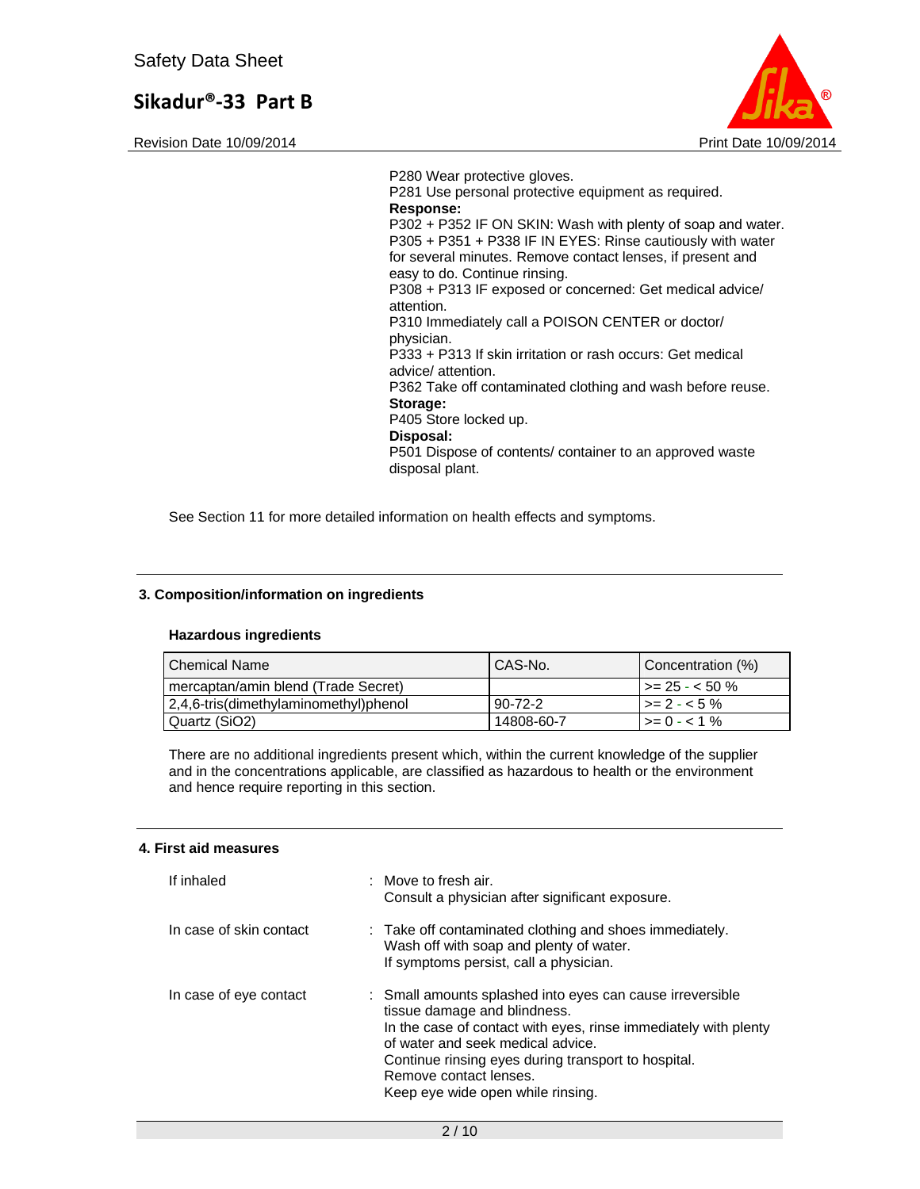P280 Wear protective gloves.
P281 Use personal protective equipment as required.

**Response:**

P302 + P352 IF ON SKIN: Wash with plenty of soap and water.
P305 + P351 + P338 IF IN EYES: Rinse cautiously with water for several minutes. Remove contact lenses, if present and easy to do. Continue rinsing.
P308 + P313 IF exposed or concerned: Get medical advice/ attention.
P310 Immediately call a POISON CENTER or doctor/ physician.
P333 + P313 If skin irritation or rash occurs: Get medical advice/ attention.
P362 Take off contaminated clothing and wash before reuse.

**Storage:**

P405 Store locked up.

**Disposal:**

P501 Dispose of contents/ container to an approved waste disposal plant.

See Section 11 for more detailed information on health effects and symptoms.

## 3. Composition/information on ingredients

### Hazardous ingredients

| Chemical Name | CAS-No. | Concentration (%) |
|---|---|---|
| mercaptan/amin blend (Trade Secret) | | >= 25 - < 50 % |
| 2,4,6-tris(dimethylaminomethyl)phenol | 90-72-2 | >= 2 - < 5 % |
| Quartz ($SiO_2$) | 14808-60-7 | >= 0 - < 1 % |

There are no additional ingredients present which, within the current knowledge of the supplier and in the concentrations applicable, are classified as hazardous to health or the environment and hence require reporting in this section.

## 4. First aid measures

If inhaled : Move to fresh air.
Consult a physician after significant exposure.

In case of skin contact : Take off contaminated clothing and shoes immediately.
Wash off with soap and plenty of water.
If symptoms persist, call a physician.

In case of eye contact : Small amounts splashed into eyes can cause irreversible tissue damage and blindness.
In the case of contact with eyes, rinse immediately with plenty of water and seek medical advice.
Continue rinsing eyes during transport to hospital.
Remove contact lenses.
Keep eye wide open while rinsing.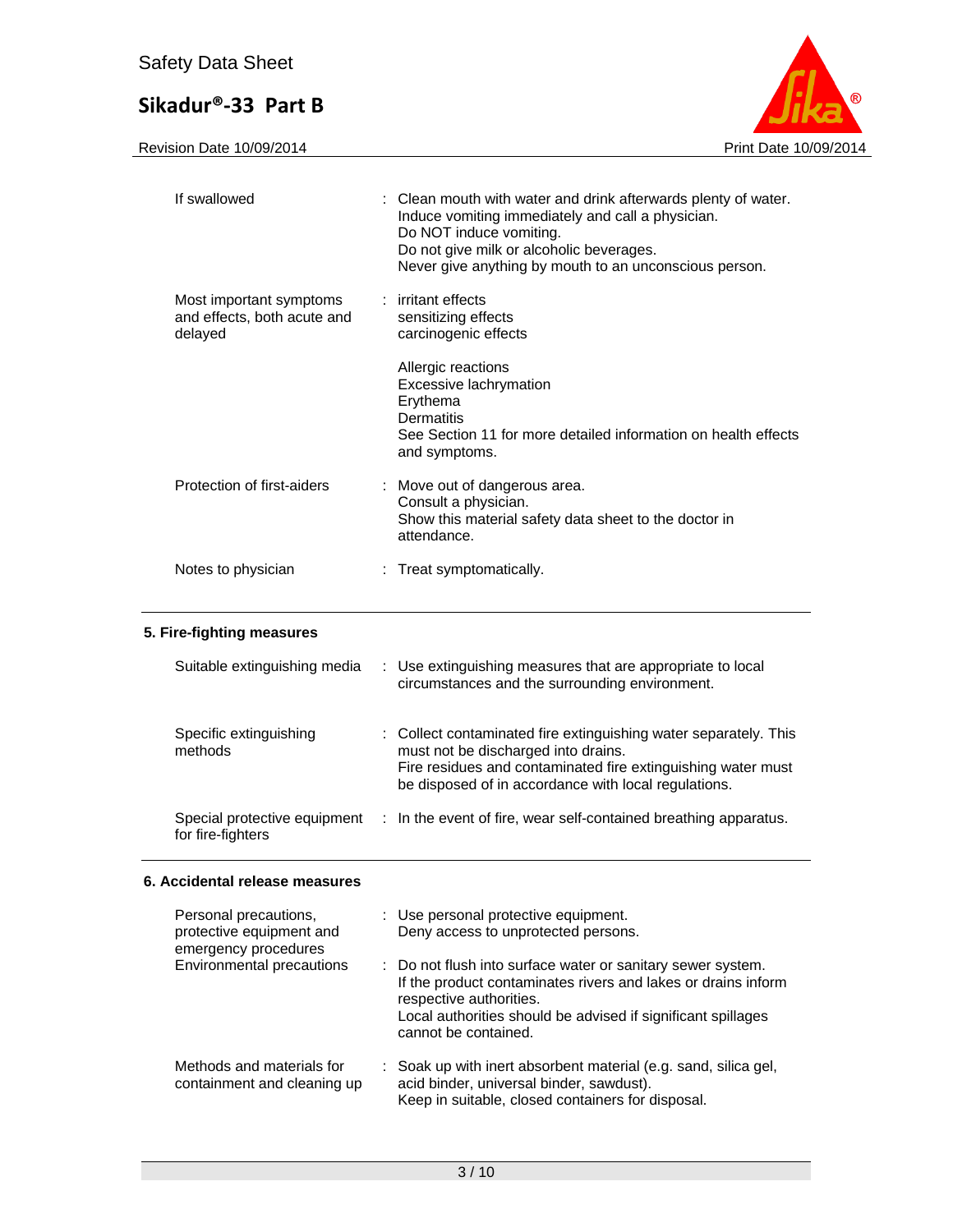| | |
|---|---|
| If swallowed | : Clean mouth with water and drink afterwards plenty of water.<br>Induce vomiting immediately and call a physician.<br>Do NOT induce vomiting.<br>Do not give milk or alcoholic beverages.<br>Never give anything by mouth to an unconscious person. |
| Most important symptoms and effects, both acute and delayed | : irritant effects<br>sensitizing effects<br>carcinogenic effects<br><br>Allergic reactions<br>Excessive lachrymation<br>Erythema<br>Dermatitis<br>See Section 11 for more detailed information on health effects and symptoms. |
| Protection of first-aiders | : Move out of dangerous area.<br>Consult a physician.<br>Show this material safety data sheet to the doctor in attendance. |
| Notes to physician | : Treat symptomatically. |

## 5. Fire-fighting measures

| | |
|---|---|
| Suitable extinguishing media | : Use extinguishing measures that are appropriate to local circumstances and the surrounding environment. |
| Specific extinguishing methods | : Collect contaminated fire extinguishing water separately. This must not be discharged into drains.<br>Fire residues and contaminated fire extinguishing water must be disposed of in accordance with local regulations. |
| Special protective equipment for fire-fighters | : In the event of fire, wear self-contained breathing apparatus. |

## 6. Accidental release measures

| | |
|---|---|
| Personal precautions, protective equipment and emergency procedures | : Use personal protective equipment.<br>Deny access to unprotected persons. |
| Environmental precautions | : Do not flush into surface water or sanitary sewer system.<br>If the product contaminates rivers and lakes or drains inform respective authorities.<br>Local authorities should be advised if significant spillages cannot be contained. |
| Methods and materials for containment and cleaning up | : Soak up with inert absorbent material (e.g. sand, silica gel, acid binder, universal binder, sawdust).<br>Keep in suitable, closed containers for disposal. |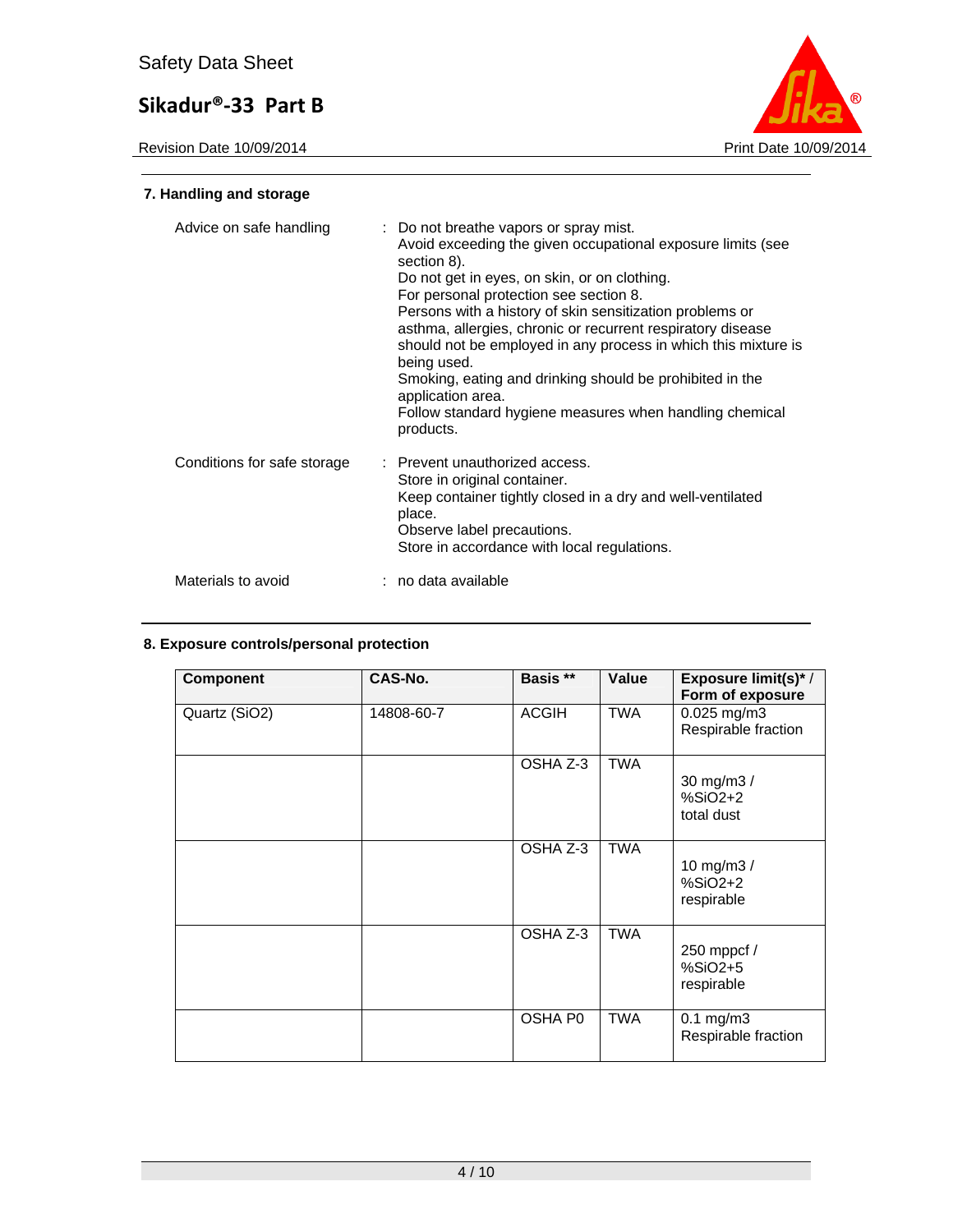## 7. Handling and storage

| | |
|---|---|
| Advice on safe handling | : Do not breathe vapors or spray mist.<br>Avoid exceeding the given occupational exposure limits (see section 8).<br>Do not get in eyes, on skin, or on clothing.<br>For personal protection see section 8.<br>Persons with a history of skin sensitization problems or asthma, allergies, chronic or recurrent respiratory disease should not be employed in any process in which this mixture is being used.<br>Smoking, eating and drinking should be prohibited in the application area.<br>Follow standard hygiene measures when handling chemical products. |
| Conditions for safe storage | : Prevent unauthorized access.<br>Store in original container.<br>Keep container tightly closed in a dry and well-ventilated place.<br>Observe label precautions.<br>Store in accordance with local regulations. |
| Materials to avoid | : no data available |

## 8. Exposure controls/personal protection

| Component | CAS-No. | Basis ** | Value | Exposure limit(s)* / Form of exposure |
|---|---|---|---|---|
| Quartz ($SiO_2$) | 14808-60-7 | ACGIH | TWA | 0.025 mg/m3<br>Respirable fraction |
| | | OSHA Z-3 | TWA | 30 mg/m3 /<br>%SiO2+2<br>total dust |
| | | OSHA Z-3 | TWA | 10 mg/m3 /<br>%SiO2+2<br>respirable |
| | | OSHA Z-3 | TWA | 250 mppcf /<br>%SiO2+5<br>respirable |
| | | OSHA P0 | TWA | 0.1 mg/m3<br>Respirable fraction |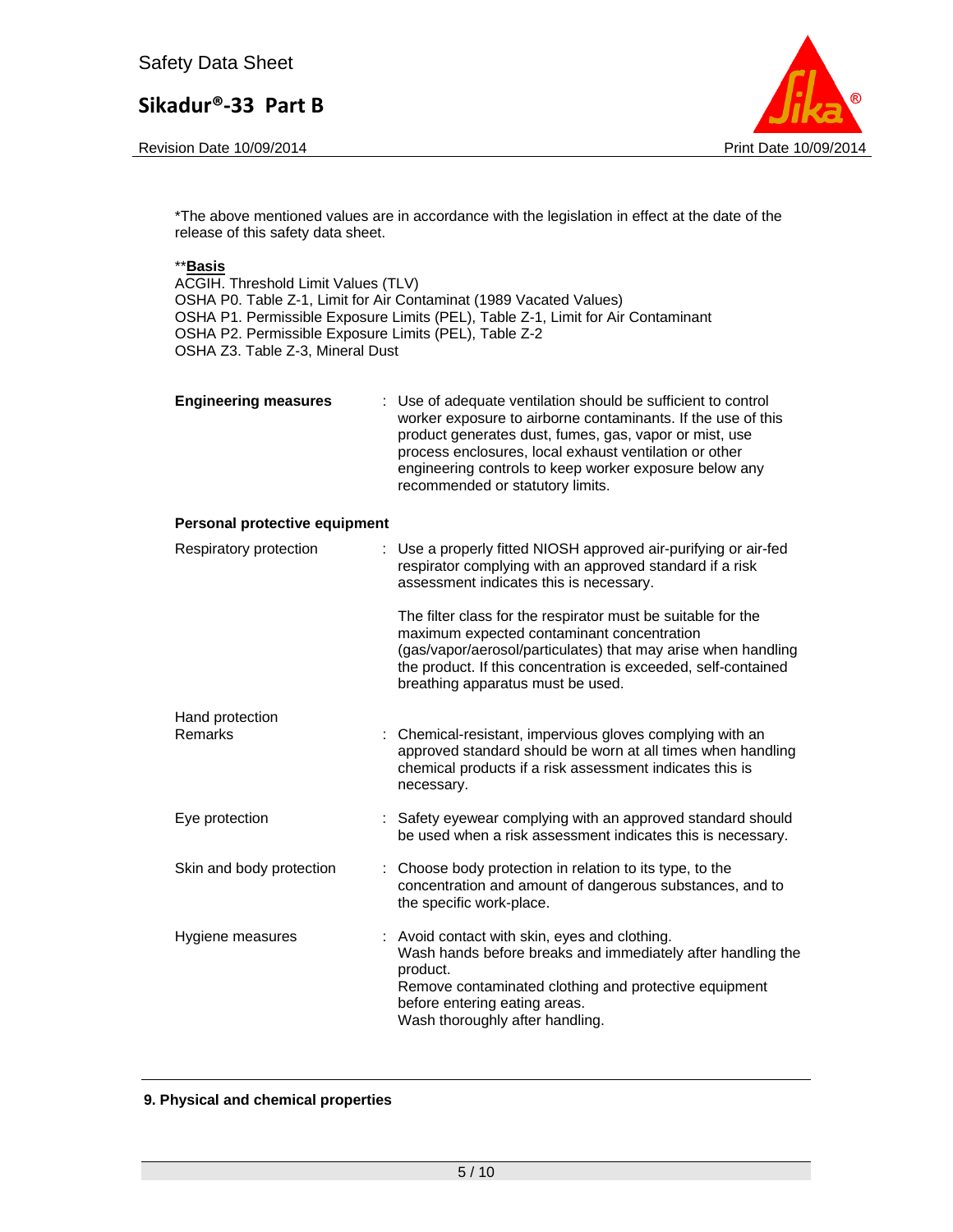*The above mentioned values are in accordance with the legislation in effect at the date of the release of this safety data sheet.

****Basis**
ACGIH. Threshold Limit Values (TLV)
OSHA P0. Table Z-1, Limit for Air Contaminat (1989 Vacated Values)
OSHA P1. Permissible Exposure Limits (PEL), Table Z-1, Limit for Air Contaminant
OSHA P2. Permissible Exposure Limits (PEL), Table Z-2
OSHA Z3. Table Z-3, Mineral Dust

**Engineering measures** : Use of adequate ventilation should be sufficient to control worker exposure to airborne contaminants. If the use of this product generates dust, fumes, gas, vapor or mist, use process enclosures, local exhaust ventilation or other engineering controls to keep worker exposure below any recommended or statutory limits.

**Personal protective equipment**

Respiratory protection : Use a properly fitted NIOSH approved air-purifying or air-fed respirator complying with an approved standard if a risk assessment indicates this is necessary.

The filter class for the respirator must be suitable for the maximum expected contaminant concentration (gas/vapor/aerosol/particulates) that may arise when handling the product. If this concentration is exceeded, self-contained breathing apparatus must be used.

Hand protection
Remarks : Chemical-resistant, impervious gloves complying with an approved standard should be worn at all times when handling chemical products if a risk assessment indicates this is necessary.

Eye protection : Safety eyewear complying with an approved standard should be used when a risk assessment indicates this is necessary.

Skin and body protection : Choose body protection in relation to its type, to the concentration and amount of dangerous substances, and to the specific work-place.

Hygiene measures : Avoid contact with skin, eyes and clothing.
Wash hands before breaks and immediately after handling the product.
Remove contaminated clothing and protective equipment before entering eating areas.
Wash thoroughly after handling.

## 9. Physical and chemical properties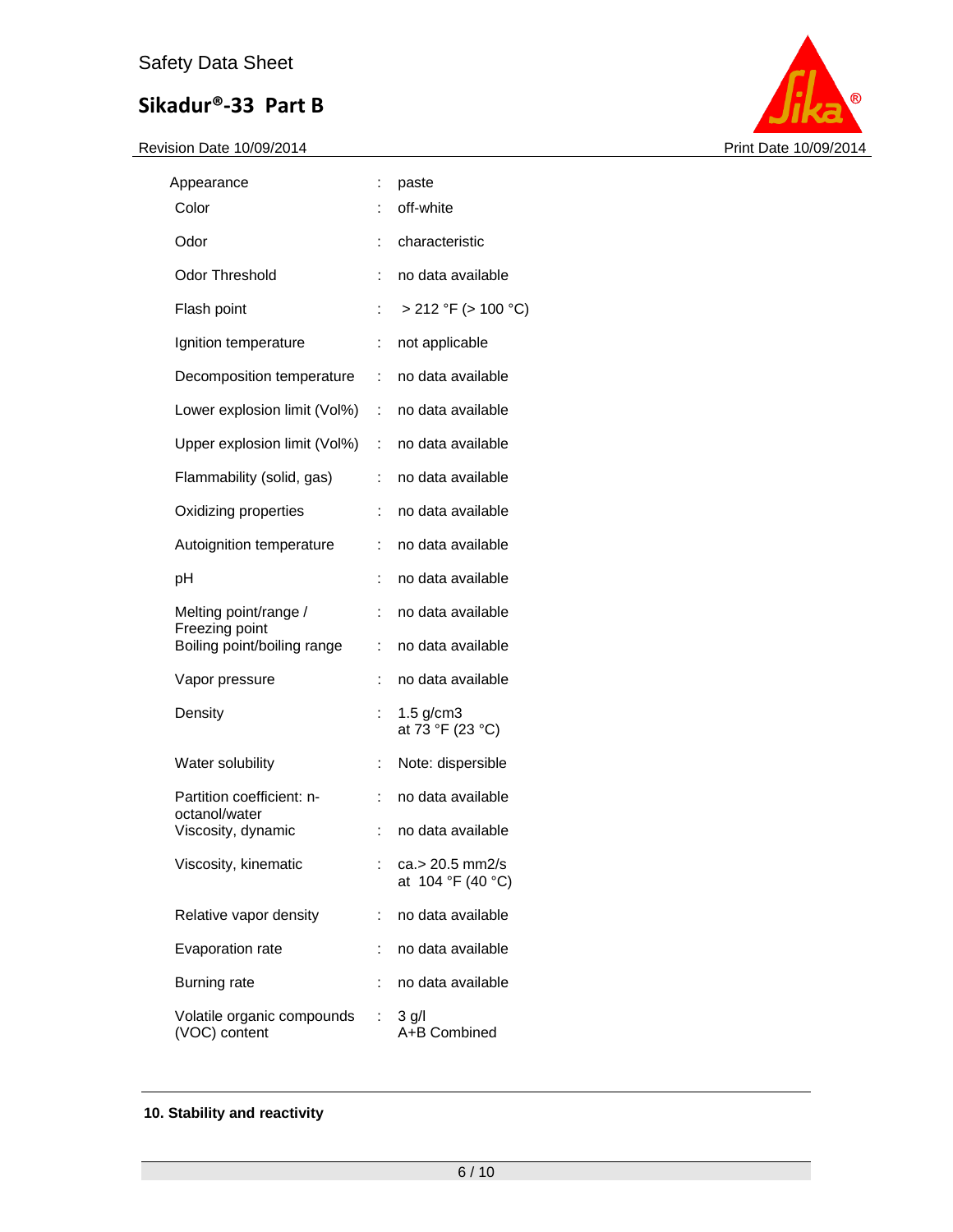| | | |
|---|---|---|
| Appearance | : | paste |
| Color | : | off-white |
| Odor | : | characteristic |
| Odor Threshold | : | no data available |
| Flash point | : | > 212 °F (> 100 °C) |
| Ignition temperature | : | not applicable |
| Decomposition temperature | : | no data available |
| Lower explosion limit (Vol%) | : | no data available |
| Upper explosion limit (Vol%) | : | no data available |
| Flammability (solid, gas) | : | no data available |
| Oxidizing properties | : | no data available |
| Autoignition temperature | : | no data available |
| pH | : | no data available |
| Melting point/range / Freezing point | : | no data available |
| Boiling point/boiling range | : | no data available |
| Vapor pressure | : | no data available |
| Density | : | 1.5 g/cm3 at 73 °F (23 °C) |
| Water solubility | : | Note: dispersible |
| Partition coefficient: n-octanol/water | : | no data available |
| Viscosity, dynamic | : | no data available |
| Viscosity, kinematic | : | ca.> 20.5 mm2/s at 104 °F (40 °C) |
| Relative vapor density | : | no data available |
| Evaporation rate | : | no data available |
| Burning rate | : | no data available |
| Volatile organic compounds (VOC) content | : | 3 g/l A+B Combined |

## 10. Stability and reactivity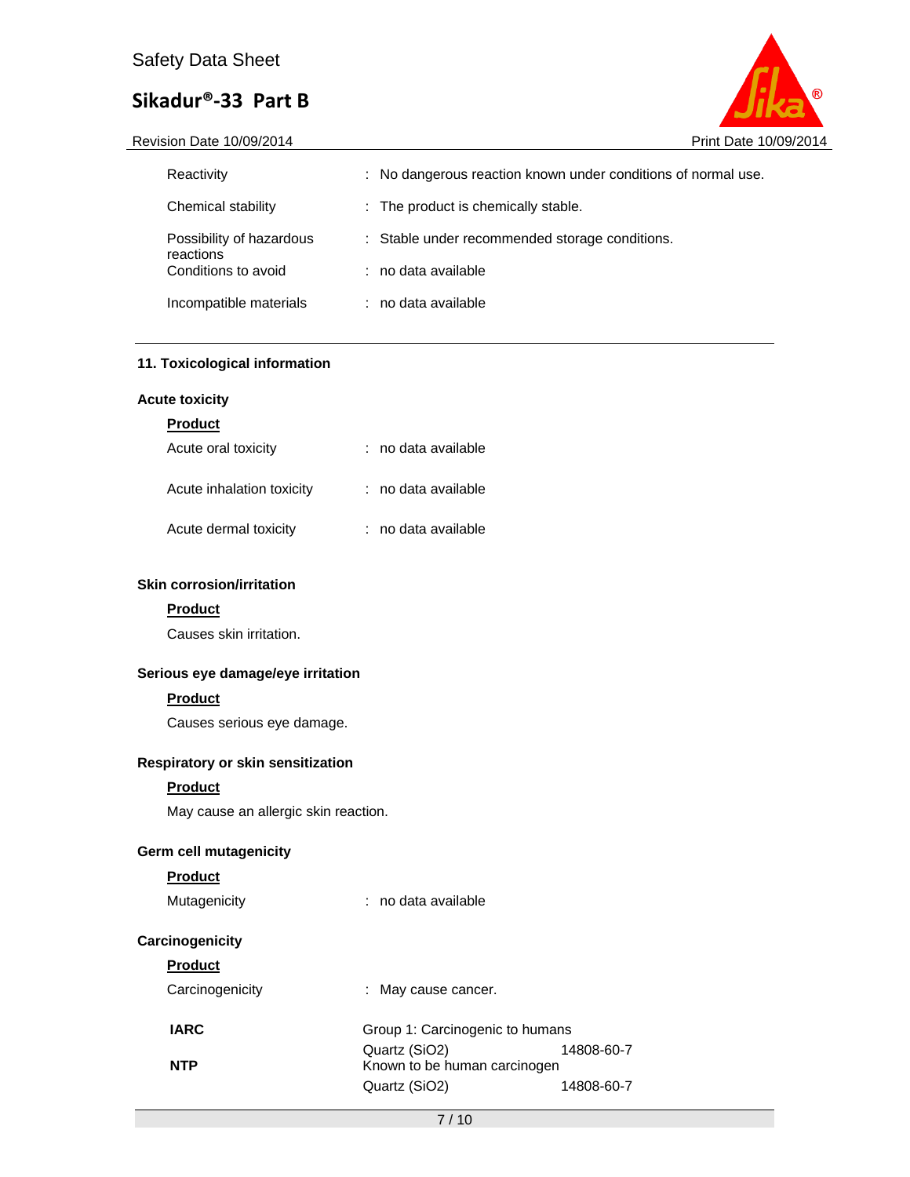| | |
|---|---|
| Reactivity | : No dangerous reaction known under conditions of normal use. |
| Chemical stability | : The product is chemically stable. |
| Possibility of hazardous reactions | : Stable under recommended storage conditions. |
| Conditions to avoid | : no data available |
| Incompatible materials | : no data available |

## 11. Toxicological information

### Acute toxicity

**Product**

| | |
|---|---|
| Acute oral toxicity | : no data available |
| Acute inhalation toxicity | : no data available |
| Acute dermal toxicity | : no data available |

### Skin corrosion/irritation

**Product**

Causes skin irritation.

### Serious eye damage/eye irritation

**Product**

Causes serious eye damage.

### Respiratory or skin sensitization

**Product**

May cause an allergic skin reaction.

### Germ cell mutagenicity

**Product**

Mutagenicity : no data available

### Carcinogenicity

**Product**

Carcinogenicity : May cause cancer.

| | | |
|---|---|---|
| **IARC** | Group 1: Carcinogenic to humans | |
| | Quartz ($SiO_2$) | 14808-60-7 |
| **NTP** | Known to be human carcinogen | |
| | Quartz ($SiO_2$) | 14808-60-7 |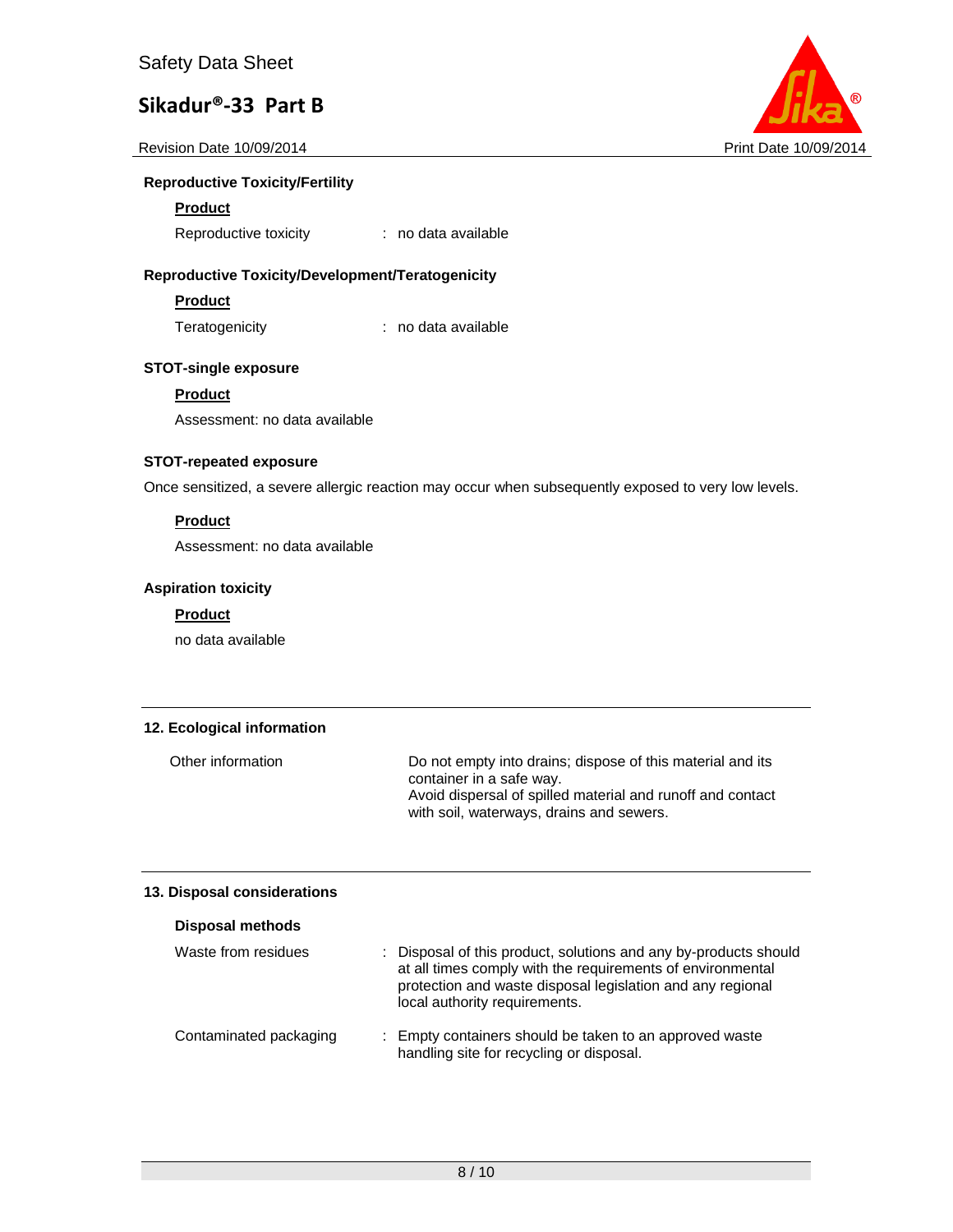**Reproductive Toxicity/Fertility**

**Product**

Reproductive toxicity : no data available

**Reproductive Toxicity/Development/Teratogenicity**

**Product**

Teratogenicity : no data available

**STOT-single exposure**

**Product**

Assessment: no data available

**STOT-repeated exposure**

Once sensitized, a severe allergic reaction may occur when subsequently exposed to very low levels.

**Product**

Assessment: no data available

**Aspiration toxicity**

**Product**

no data available

## 12. Ecological information

Other information: Do not empty into drains; dispose of this material and its container in a safe way.
Avoid dispersal of spilled material and runoff and contact with soil, waterways, drains and sewers.

## 13. Disposal considerations

**Disposal methods**

Waste from residues : Disposal of this product, solutions and any by-products should at all times comply with the requirements of environmental protection and waste disposal legislation and any regional local authority requirements.

Contaminated packaging : Empty containers should be taken to an approved waste handling site for recycling or disposal.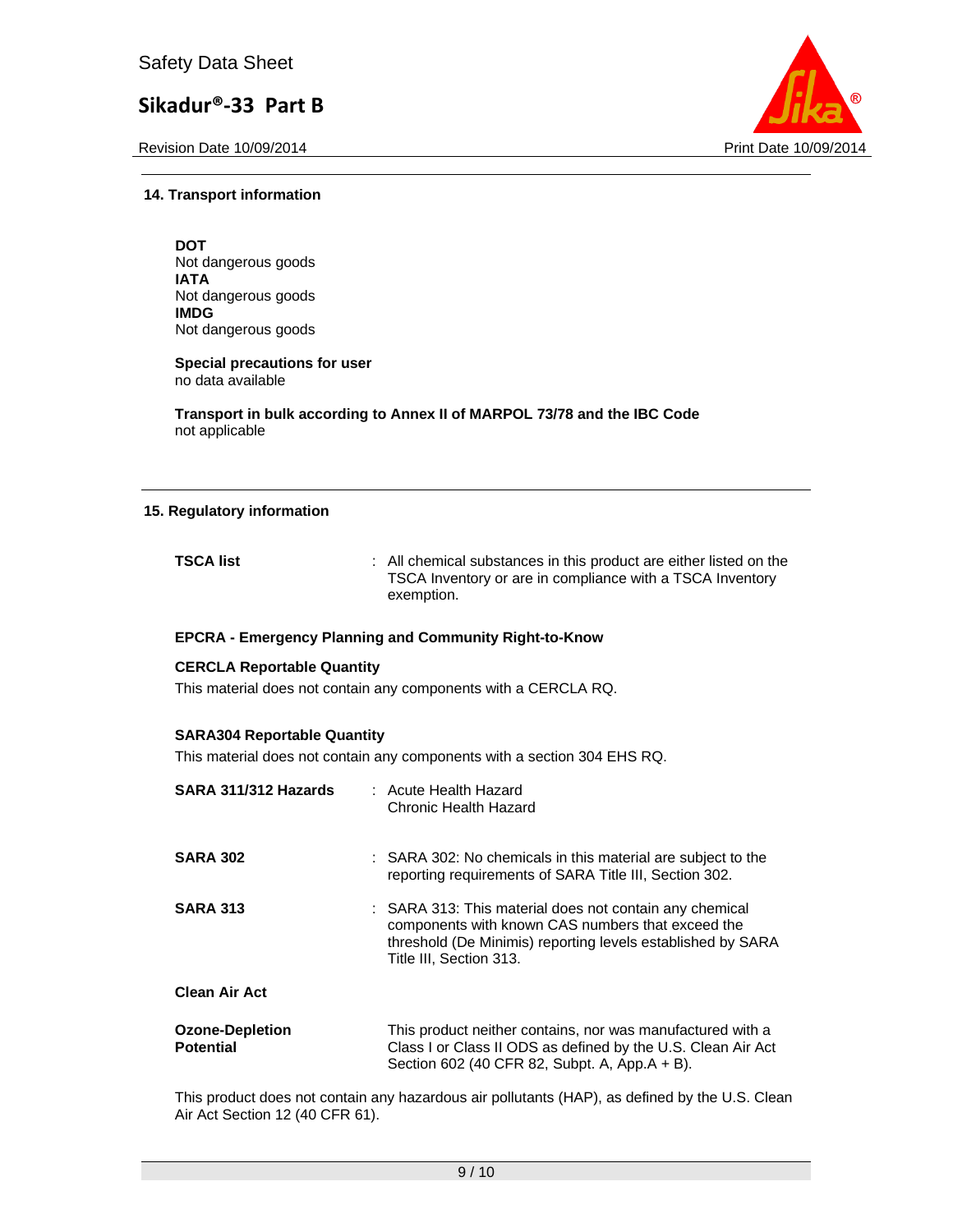## 14. Transport information

**DOT**
Not dangerous goods
**IATA**
Not dangerous goods
**IMDG**
Not dangerous goods

**Special precautions for user**
no data available

**Transport in bulk according to Annex II of MARPOL 73/78 and the IBC Code**
not applicable

## 15. Regulatory information

**TSCA list** : All chemical substances in this product are either listed on the TSCA Inventory or are in compliance with a TSCA Inventory exemption.

**EPCRA - Emergency Planning and Community Right-to-Know**

**CERCLA Reportable Quantity**
This material does not contain any components with a CERCLA RQ.

**SARA304 Reportable Quantity**
This material does not contain any components with a section 304 EHS RQ.

**SARA 311/312 Hazards** : Acute Health Hazard
Chronic Health Hazard

**SARA 302** : SARA 302: No chemicals in this material are subject to the reporting requirements of SARA Title III, Section 302.

**SARA 313** : SARA 313: This material does not contain any chemical components with known CAS numbers that exceed the threshold (De Minimis) reporting levels established by SARA Title III, Section 313.

**Clean Air Act**

**Ozone-Depletion Potential** This product neither contains, nor was manufactured with a Class I or Class II ODS as defined by the U.S. Clean Air Act Section 602 (40 CFR 82, Subpt. A, App.A + B).

This product does not contain any hazardous air pollutants (HAP), as defined by the U.S. Clean Air Act Section 12 (40 CFR 61).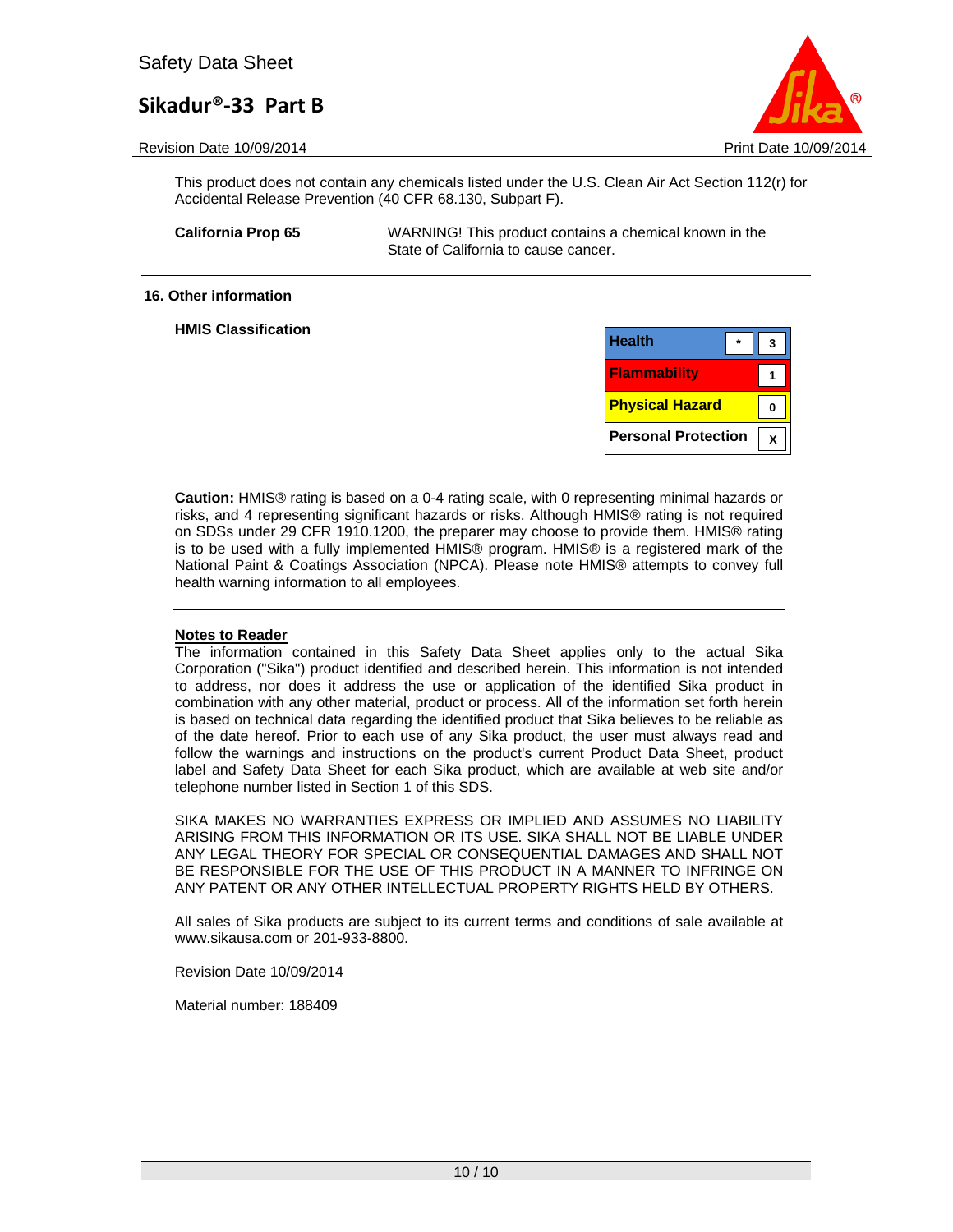This product does not contain any chemicals listed under the U.S. Clean Air Act Section 112(r) for Accidental Release Prevention (40 CFR 68.130, Subpart F).

**California Prop 65** WARNING! This product contains a chemical known in the State of California to cause cancer.

## 16. Other information

**HMIS Classification**

| | | |
|---|---|---|
| Health | * | 3 |
| Flammability | | 1 |
| Physical Hazard | | 0 |
| Personal Protection | | X |

**Caution:** HMIS® rating is based on a 0-4 rating scale, with 0 representing minimal hazards or risks, and 4 representing significant hazards or risks. Although HMIS® rating is not required on SDSs under 29 CFR 1910.1200, the preparer may choose to provide them. HMIS® rating is to be used with a fully implemented HMIS® program. HMIS® is a registered mark of the National Paint & Coatings Association (NPCA). Please note HMIS® attempts to convey full health warning information to all employees.

**Notes to Reader**

The information contained in this Safety Data Sheet applies only to the actual Sika Corporation ("Sika") product identified and described herein. This information is not intended to address, nor does it address the use or application of the identified Sika product in combination with any other material, product or process. All of the information set forth herein is based on technical data regarding the identified product that Sika believes to be reliable as of the date hereof. Prior to each use of any Sika product, the user must always read and follow the warnings and instructions on the product's current Product Data Sheet, product label and Safety Data Sheet for each Sika product, which are available at web site and/or telephone number listed in Section 1 of this SDS.

SIKA MAKES NO WARRANTIES EXPRESS OR IMPLIED AND ASSUMES NO LIABILITY ARISING FROM THIS INFORMATION OR ITS USE. SIKA SHALL NOT BE LIABLE UNDER ANY LEGAL THEORY FOR SPECIAL OR CONSEQUENTIAL DAMAGES AND SHALL NOT BE RESPONSIBLE FOR THE USE OF THIS PRODUCT IN A MANNER TO INFRINGE ON ANY PATENT OR ANY OTHER INTELLECTUAL PROPERTY RIGHTS HELD BY OTHERS.

All sales of Sika products are subject to its current terms and conditions of sale available at www.sikausa.com or 201-933-8800.

Revision Date 10/09/2014

Material number: 188409